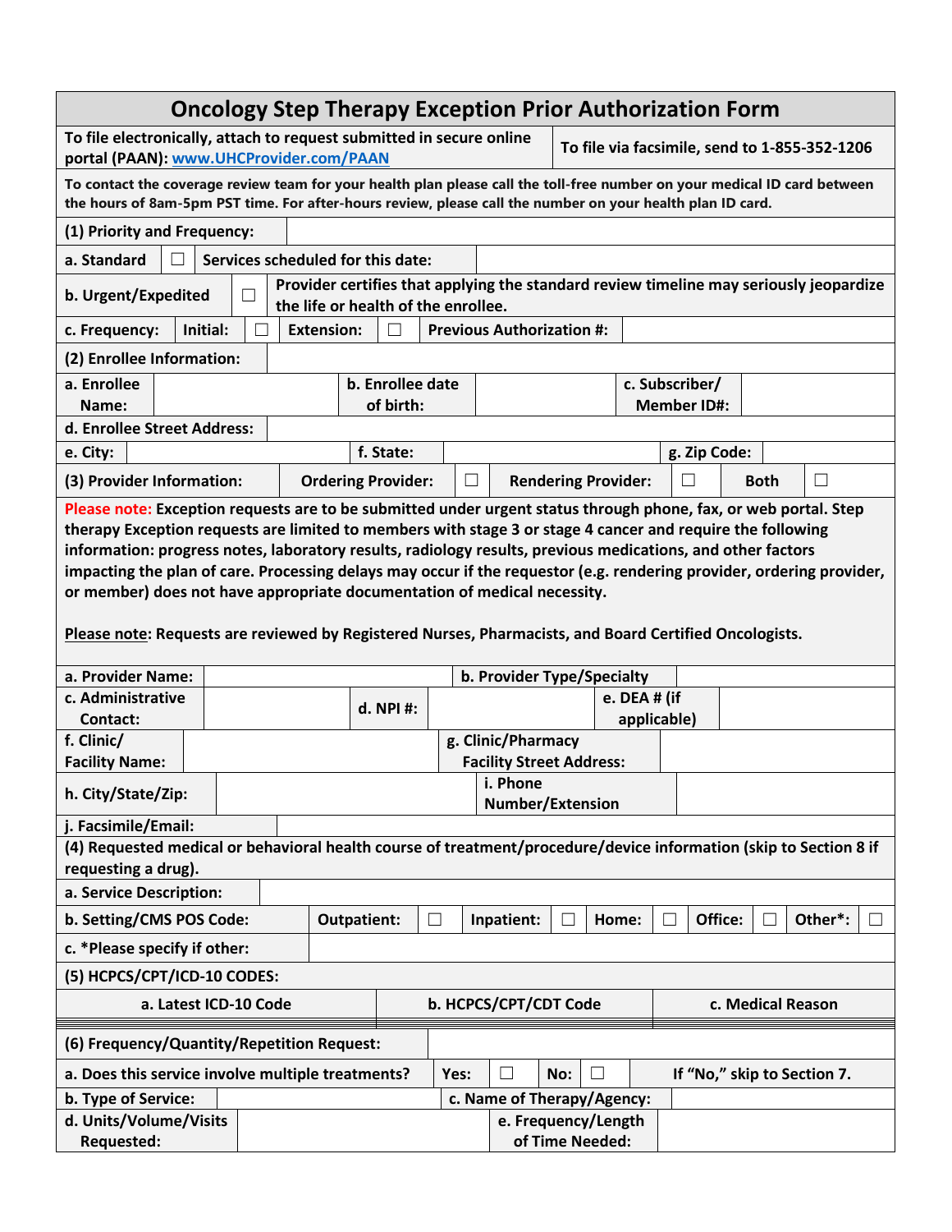# Oncology Step Therapy Exception Prior Authorization Form

| To file electronically, attach to request submitted in secure online portal (PAAN): www.UHCProvider.com/PAAN | To file via facsimile, send to 1-855-352-1206 |
|---|---|

**To contact the coverage review team for your health plan please call the toll-free number on your medical ID card between the hours of 8am-5pm PST time. For after-hours review, please call the number on your health plan ID card.**

## (1) Priority and Frequency:

| | | | | | |
|---|---|---|---|---|---|
| a. Standard | ☐ | Services scheduled for this date: | | | |
| b. Urgent/Expedited | ☐ | Provider certifies that applying the standard review timeline may seriously jeopardize the life or health of the enrollee. | | | |
| c. Frequency: | Initial: ☐ | Extension: ☐ | Previous Authorization #: | | |

## (2) Enrollee Information:

| | | | | | |
|---|---|---|---|---|---|
| a. Enrollee Name: | | b. Enrollee date of birth: | | c. Subscriber/ Member ID#: | |
| d. Enrollee Street Address: | | | | | |
| e. City: | | f. State: | | g. Zip Code: | |

## (3) Provider Information:

| | | | | | |
|---|---|---|---|---|---|
| Ordering Provider: | ☐ | Rendering Provider: | ☐ | Both | ☐ |

**Please note: Exception requests are to be submitted under urgent status through phone, fax, or web portal. Step therapy Exception requests are limited to members with stage 3 or stage 4 cancer and require the following information: progress notes, laboratory results, radiology results, previous medications, and other factors impacting the plan of care. Processing delays may occur if the requestor (e.g. rendering provider, ordering provider, or member) does not have appropriate documentation of medical necessity.**

**Please note: Requests are reviewed by Registered Nurses, Pharmacists, and Board Certified Oncologists.**

| | | | | | |
|---|---|---|---|---|---|
| a. Provider Name: | | b. Provider Type/Specialty | | | |
| c. Administrative Contact: | | d. NPI #: | | e. DEA # (if applicable) | |
| f. Clinic/ Facility Name: | | g. Clinic/Pharmacy Facility Street Address: | | | |
| h. City/State/Zip: | | i. Phone Number/Extension | | | |
| j. Facsimile/Email: | | | | | |

## (4) Requested medical or behavioral health course of treatment/procedure/device information (skip to Section 8 if requesting a drug).

| | | | | | |
|---|---|---|---|---|---|
| a. Service Description: | | | | | |
| b. Setting/CMS POS Code: | Outpatient: ☐ | Inpatient: ☐ | Home: ☐ | Office: ☐ | Other*: ☐ |
| c. *Please specify if other: | | | | | |

## (5) HCPCS/CPT/ICD-10 CODES:

| a. Latest ICD-10 Code | b. HCPCS/CPT/CDT Code | c. Medical Reason |
|---|---|---|
| | | |

## (6) Frequency/Quantity/Repetition Request:

| | | | |
|---|---|---|---|
| a. Does this service involve multiple treatments? | Yes: ☐ | No: ☐ | If "No," skip to Section 7. |
| b. Type of Service: | | c. Name of Therapy/Agency: | |
| d. Units/Volume/Visits Requested: | | e. Frequency/Length of Time Needed: | |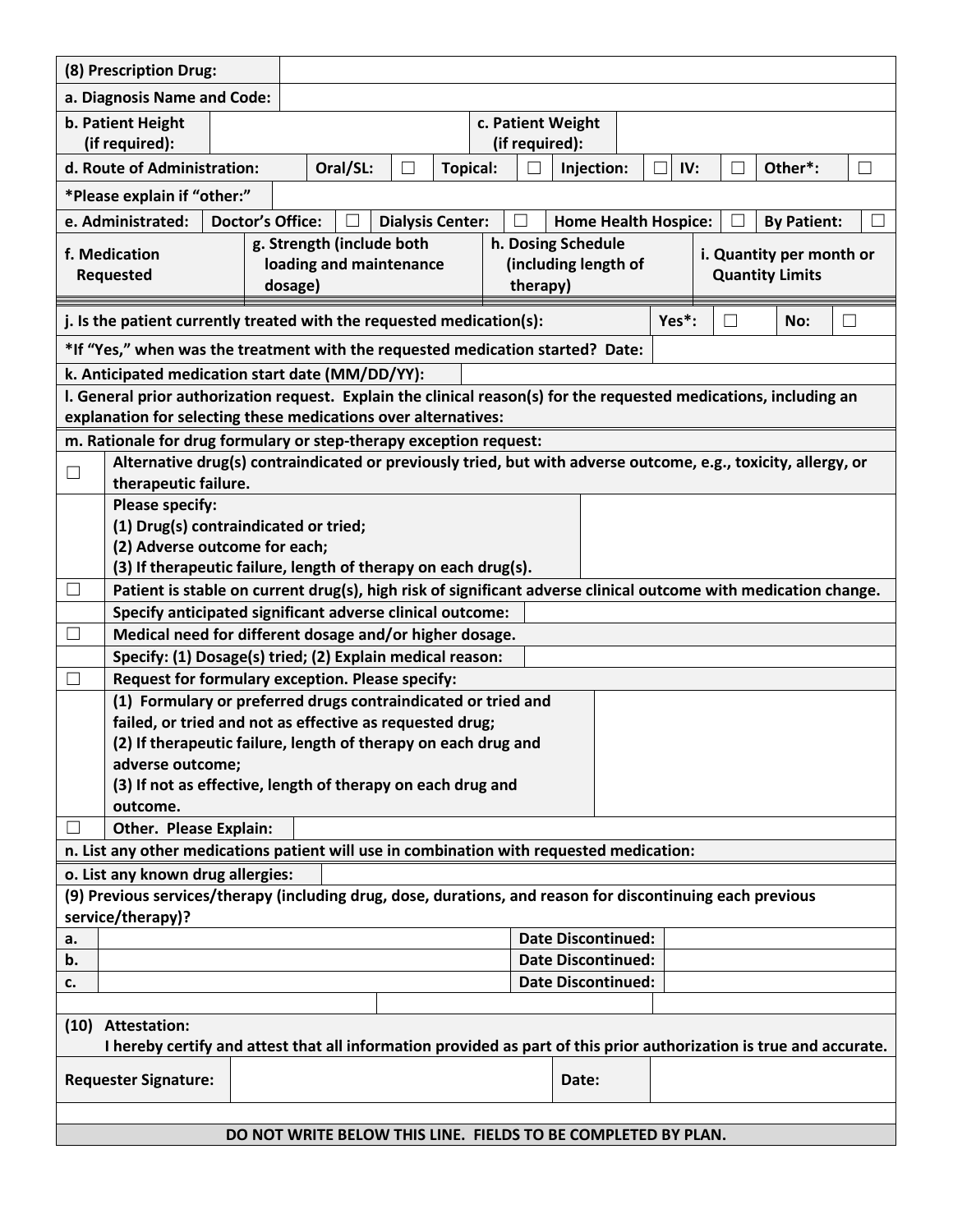| (8) Prescription Drug: | |
|---|---|
| a. Diagnosis Name and Code: | |

| b. Patient Height (if required): | | c. Patient Weight (if required): | |
|---|---|---|---|

| d. Route of Administration: | Oral/SL: | ☐ | Topical: | ☐ | Injection: | ☐ | IV: | ☐ | Other*: | ☐ |
|---|---|---|---|---|---|---|---|---|---|---|
| *Please explain if "other:" | | | | | | | | | | |

| e. Administrated: | Doctor's Office: | ☐ | Dialysis Center: | ☐ | Home Health Hospice: | ☐ | By Patient: | ☐ |
|---|---|---|---|---|---|---|---|---|

| f. Medication Requested | g. Strength (include both loading and maintenance dosage) | h. Dosing Schedule (including length of therapy) | i. Quantity per month or Quantity Limits |
|---|---|---|---|
| | | | |

| j. Is the patient currently treated with the requested medication(s): | Yes*: | ☐ | No: | ☐ |
|---|---|---|---|---|
| *If "Yes," when was the treatment with the requested medication started? Date: | | | | |
| k. Anticipated medication start date (MM/DD/YY): | | | | |

**l. General prior authorization request. Explain the clinical reason(s) for the requested medications, including an explanation for selecting these medications over alternatives:**

**m. Rationale for drug formulary or step-therapy exception request:**

| | | |
|---|---|---|
| ☐ | Alternative drug(s) contraindicated or previously tried, but with adverse outcome, e.g., toxicity, allergy, or therapeutic failure. | |
| | Please specify:<br>(1) Drug(s) contraindicated or tried;<br>(2) Adverse outcome for each;<br>(3) If therapeutic failure, length of therapy on each drug(s). | |
| ☐ | Patient is stable on current drug(s), high risk of significant adverse clinical outcome with medication change. | |
| | Specify anticipated significant adverse clinical outcome: | |
| ☐ | Medical need for different dosage and/or higher dosage. | |
| | Specify: (1) Dosage(s) tried; (2) Explain medical reason: | |
| ☐ | Request for formulary exception. Please specify: | |
| | (1) Formulary or preferred drugs contraindicated or tried and failed, or tried and not as effective as requested drug;<br>(2) If therapeutic failure, length of therapy on each drug and adverse outcome;<br>(3) If not as effective, length of therapy on each drug and outcome. | |
| ☐ | Other. Please Explain: | |

**n. List any other medications patient will use in combination with requested medication:**

| o. List any known drug allergies: | |
|---|---|

**(9) Previous services/therapy (including drug, dose, durations, and reason for discontinuing each previous service/therapy)?**

| | | | |
|---|---|---|---|
| a. | | Date Discontinued: | |
| b. | | Date Discontinued: | |
| c. | | Date Discontinued: | |

**(10) Attestation:**
**I hereby certify and attest that all information provided as part of this prior authorization is true and accurate.**

| Requester Signature: | | Date: | |
|---|---|---|---|

**DO NOT WRITE BELOW THIS LINE. FIELDS TO BE COMPLETED BY PLAN.**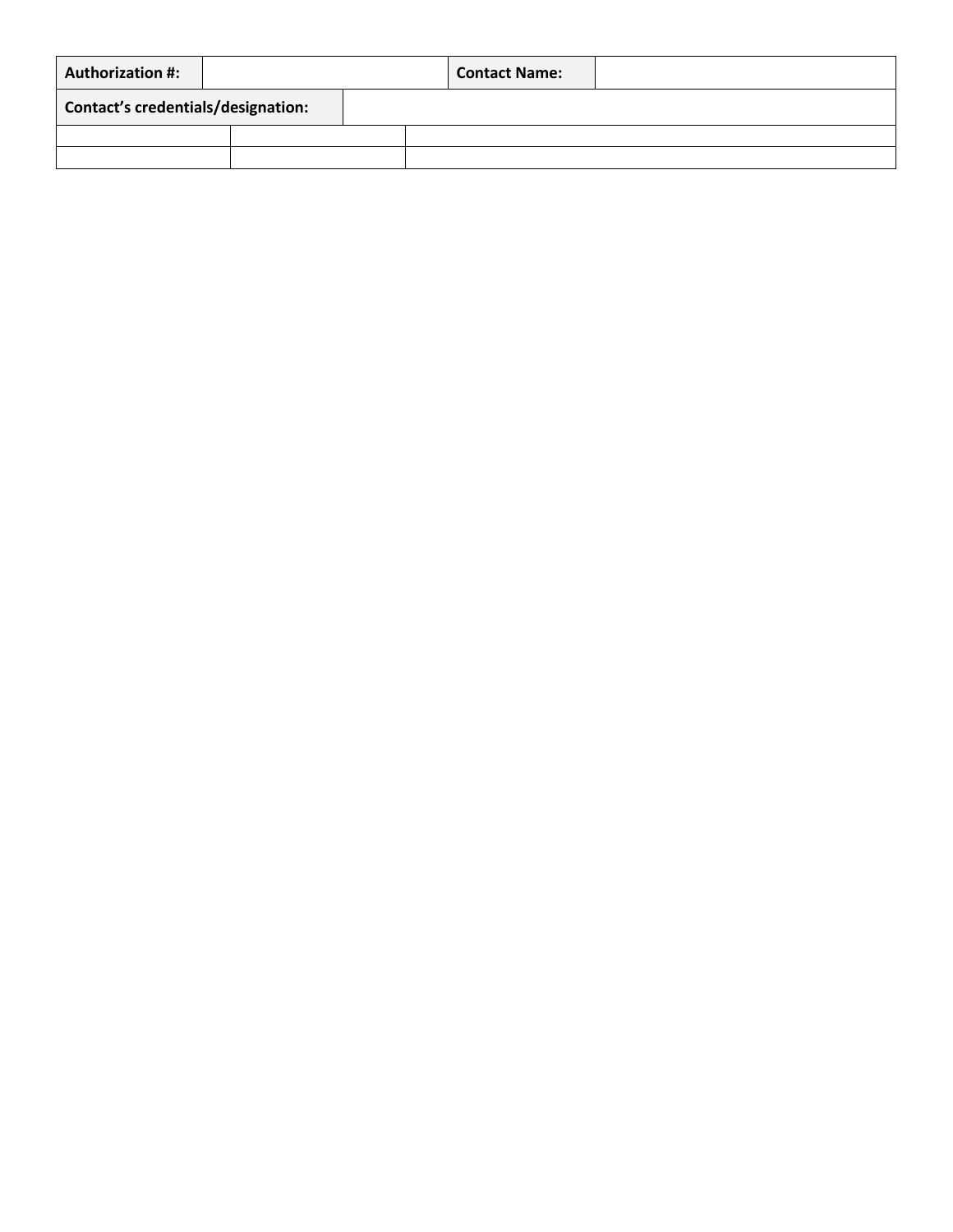| | | | |
|---|---|---|---|
| **Authorization #:** | | **Contact Name:** | |
| **Contact's credentials/designation:** | | | |
| | | | |
| | | | |